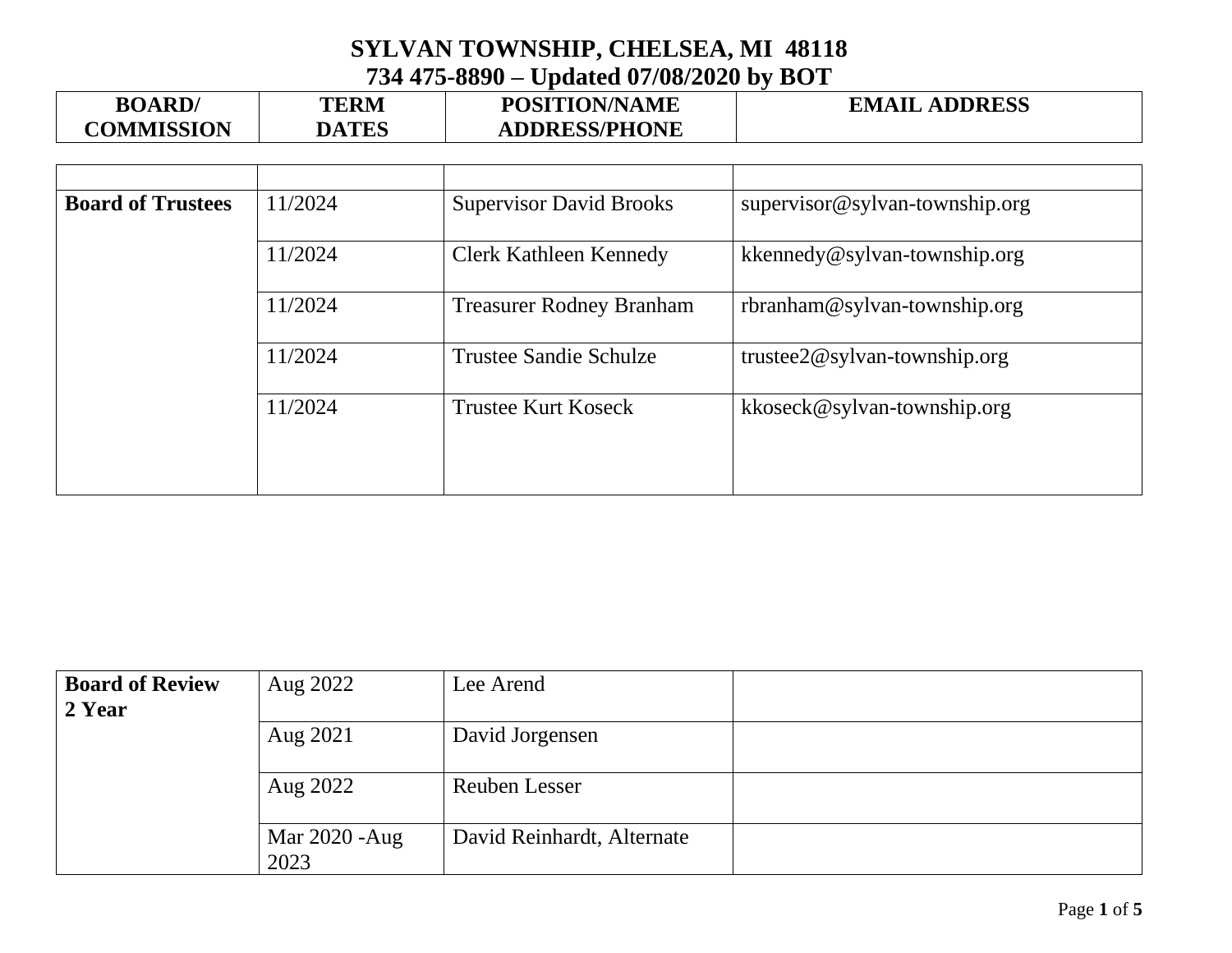# SYLVAN TOWNSHIP, CHELSEA, MI 48118
## 734 475-8890 – Updated 07/08/2020 by BOT

| BOARD/ COMMISSION | TERM DATES | POSITION/NAME ADDRESS/PHONE | EMAIL ADDRESS |
|---|---|---|---|
| | | | |
| **Board of Trustees** | 11/2024 | Supervisor David Brooks | supervisor@sylvan-township.org |
| | 11/2024 | Clerk Kathleen Kennedy | kkennedy@sylvan-township.org |
| | 11/2024 | Treasurer Rodney Branham | rbranham@sylvan-township.org |
| | 11/2024 | Trustee Sandie Schulze | trustee2@sylvan-township.org |
| | 11/2024 | Trustee Kurt Koseck | kkoseck@sylvan-township.org |
| **Board of Review 2 Year** | Aug 2022 | Lee Arend | |
| | Aug 2021 | David Jorgensen | |
| | Aug 2022 | Reuben Lesser | |
| | Mar 2020 -Aug 2023 | David Reinhardt, Alternate | |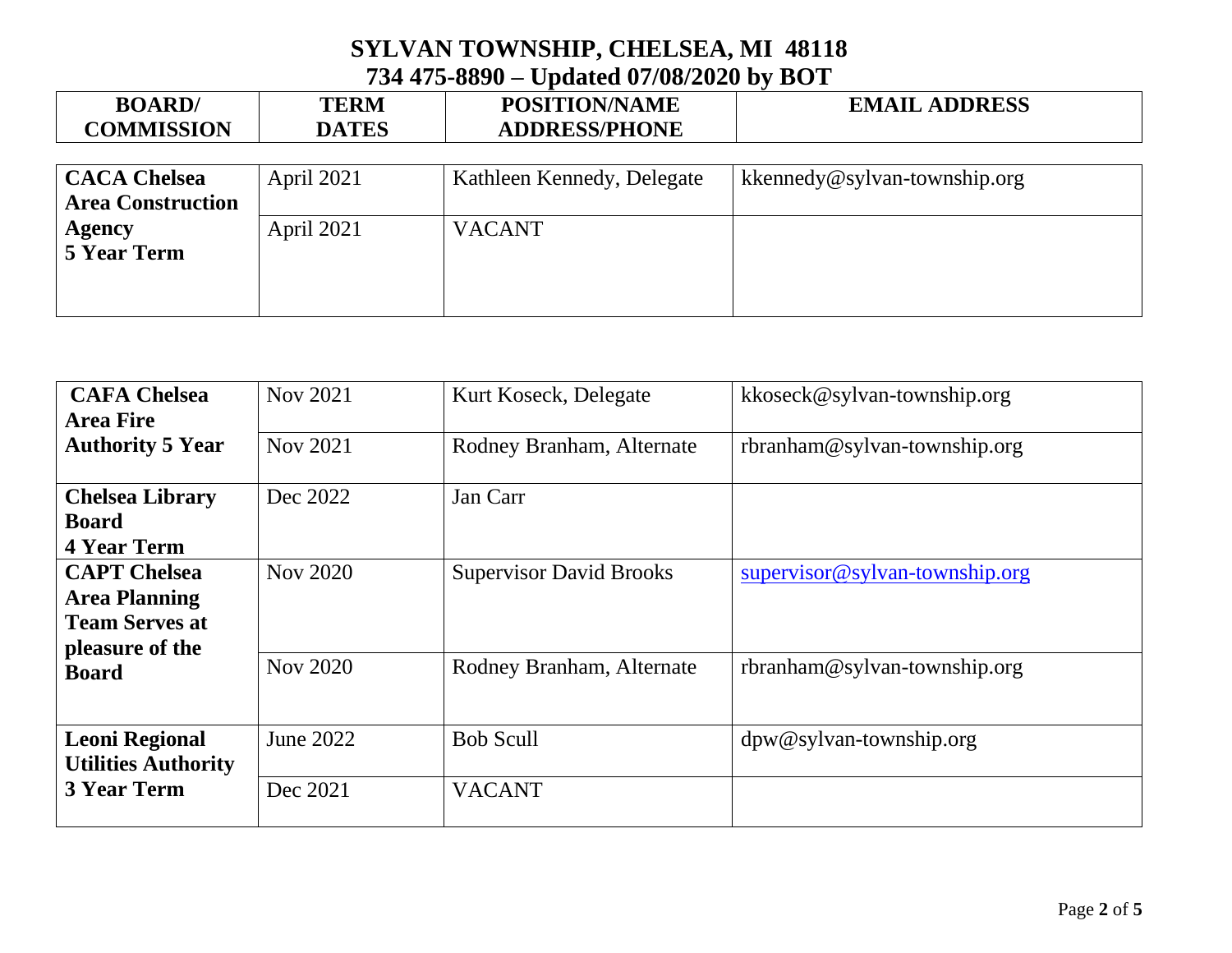# SYLVAN TOWNSHIP, CHELSEA, MI 48118

## 734 475-8890 – Updated 07/08/2020 by BOT

| BOARD/ COMMISSION | TERM DATES | POSITION/NAME ADDRESS/PHONE | EMAIL ADDRESS |
|---|---|---|---|
| **CACA Chelsea Area Construction Agency 5 Year Term** | April 2021 | Kathleen Kennedy, Delegate | kkennedy@sylvan-township.org |
| | April 2021 | VACANT | |

| BOARD/ COMMISSION | TERM DATES | POSITION/NAME ADDRESS/PHONE | EMAIL ADDRESS |
|---|---|---|---|
| **CAFA Chelsea Area Fire Authority 5 Year** | Nov 2021 | Kurt Koseck, Delegate | kkoseck@sylvan-township.org |
| | Nov 2021 | Rodney Branham, Alternate | rbranham@sylvan-township.org |
| **Chelsea Library Board 4 Year Term** | Dec 2022 | Jan Carr | |
| **CAPT Chelsea Area Planning Team Serves at pleasure of the Board** | Nov 2020 | Supervisor David Brooks | supervisor@sylvan-township.org |
| | Nov 2020 | Rodney Branham, Alternate | rbranham@sylvan-township.org |
| **Leoni Regional Utilities Authority 3 Year Term** | June 2022 | Bob Scull | dpw@sylvan-township.org |
| | Dec 2021 | VACANT | |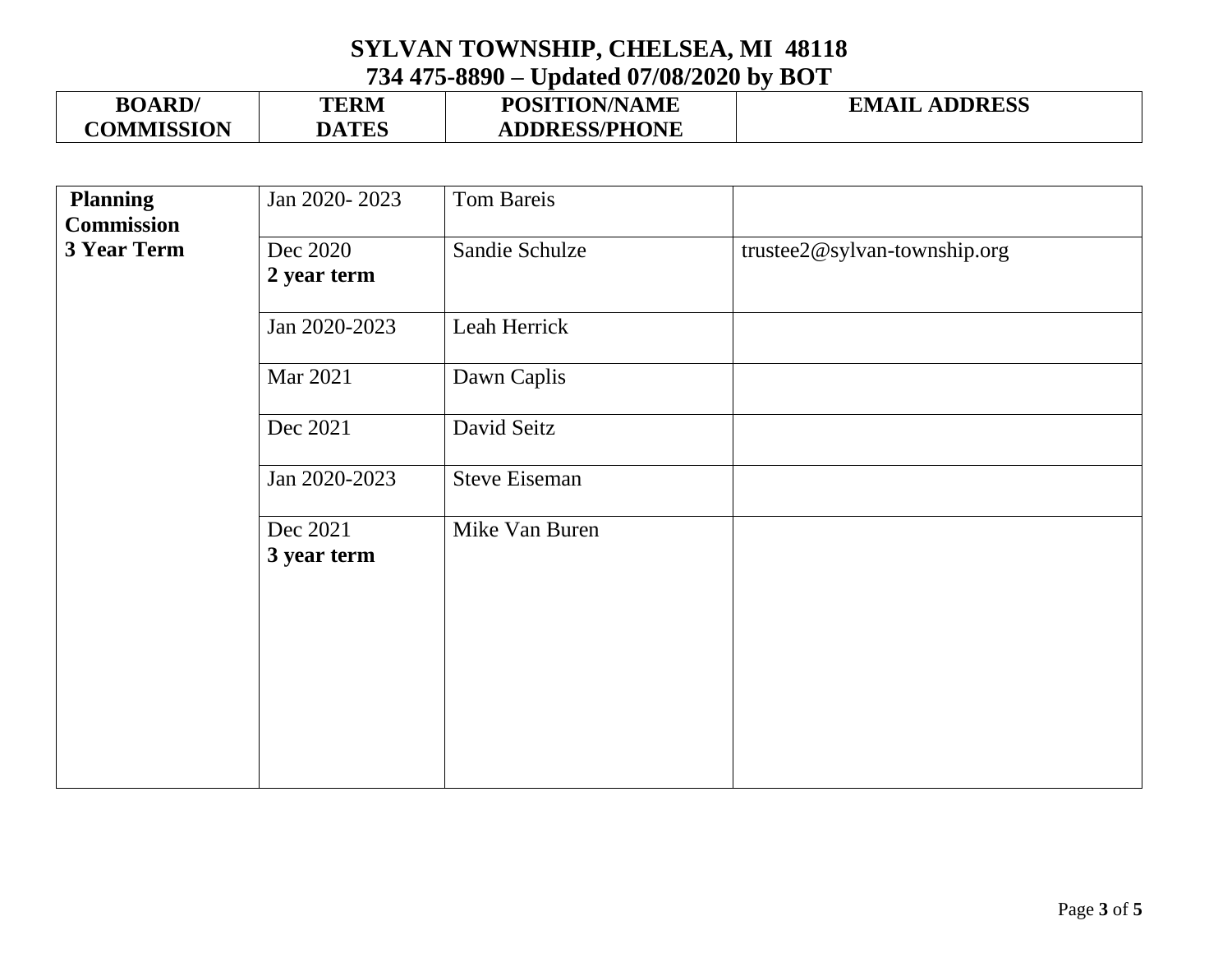# SYLVAN TOWNSHIP, CHELSEA, MI 48118

## 734 475-8890 – Updated 07/08/2020 by BOT

| BOARD/ COMMISSION | TERM DATES | POSITION/NAME ADDRESS/PHONE | EMAIL ADDRESS |
|---|---|---|---|
| **Planning Commission 3 Year Term** | Jan 2020- 2023 | Tom Bareis | |
| | Dec 2020 **2 year term** | Sandie Schulze | trustee2@sylvan-township.org |
| | Jan 2020-2023 | Leah Herrick | |
| | Mar 2021 | Dawn Caplis | |
| | Dec 2021 | David Seitz | |
| | Jan 2020-2023 | Steve Eiseman | |
| | Dec 2021 **3 year term** | Mike Van Buren | |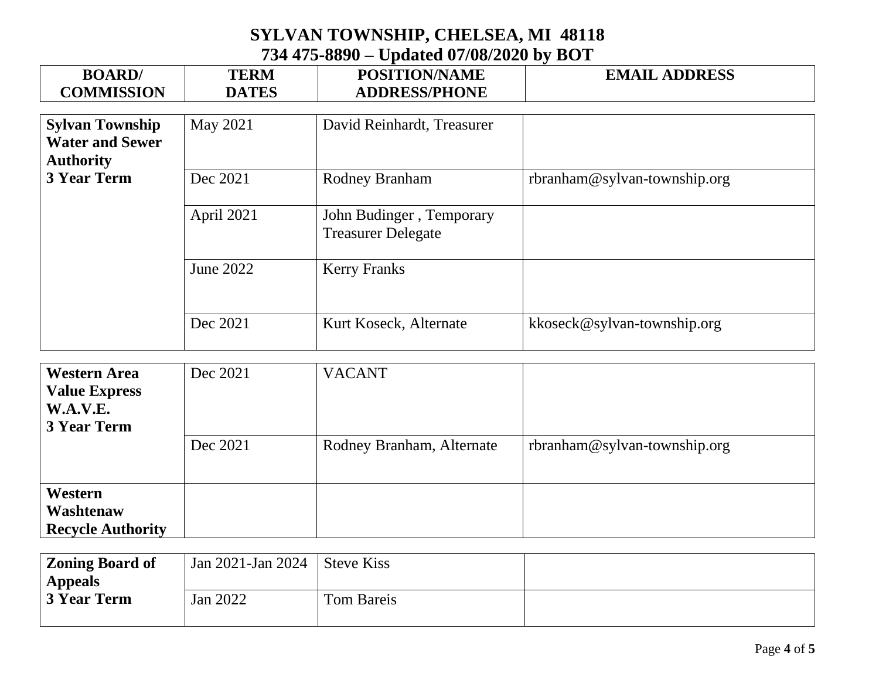# SYLVAN TOWNSHIP, CHELSEA, MI 48118
## 734 475-8890 – Updated 07/08/2020 by BOT

| BOARD/ COMMISSION | TERM DATES | POSITION/NAME ADDRESS/PHONE | EMAIL ADDRESS |
|---|---|---|---|
| **Sylvan Township Water and Sewer Authority 3 Year Term** | May 2021 | David Reinhardt, Treasurer | |
| | Dec 2021 | Rodney Branham | rbranham@sylvan-township.org |
| | April 2021 | John Budinger , Temporary Treasurer Delegate | |
| | June 2022 | Kerry Franks | |
| | Dec 2021 | Kurt Koseck, Alternate | kkoseck@sylvan-township.org |
| **Western Area Value Express W.A.V.E. 3 Year Term** | Dec 2021 | VACANT | |
| | Dec 2021 | Rodney Branham, Alternate | rbranham@sylvan-township.org |
| **Western Washtenaw Recycle Authority** | | | |
| **Zoning Board of Appeals 3 Year Term** | Jan 2021-Jan 2024 | Steve Kiss | |
| | Jan 2022 | Tom Bareis | |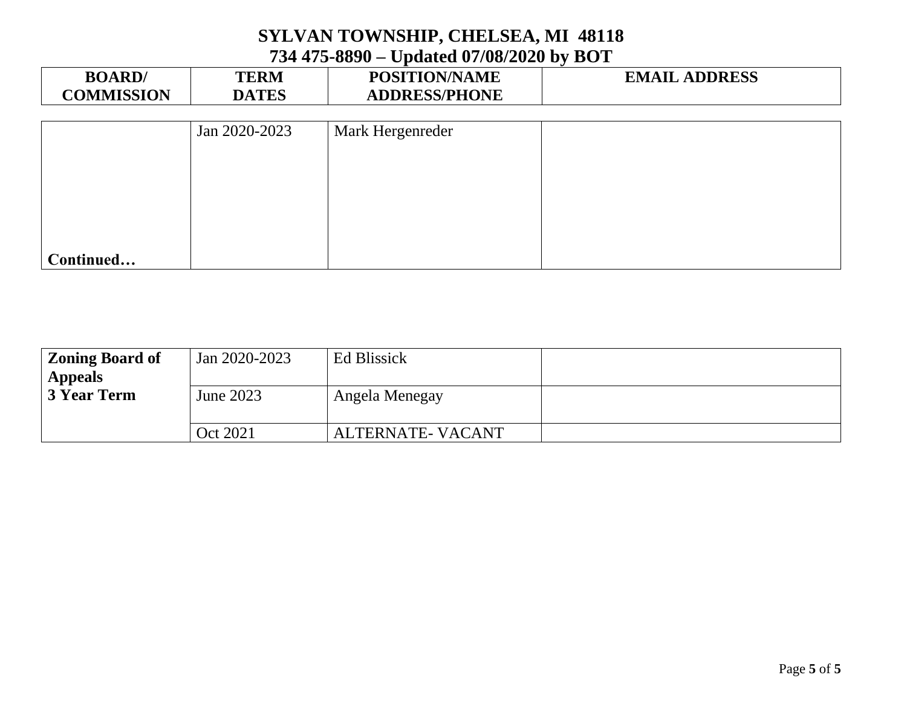# SYLVAN TOWNSHIP, CHELSEA, MI 48118
## 734 475-8890 – Updated 07/08/2020 by BOT

| BOARD/ COMMISSION | TERM DATES | POSITION/NAME ADDRESS/PHONE | EMAIL ADDRESS |
|---|---|---|---|
| **Continued…** | Jan 2020-2023 | Mark Hergenreder | |

| BOARD/ COMMISSION | TERM DATES | POSITION/NAME ADDRESS/PHONE | EMAIL ADDRESS |
|---|---|---|---|
| **Zoning Board of Appeals 3 Year Term** | Jan 2020-2023 | Ed Blissick | |
| | June 2023 | Angela Menegay | |
| | Oct 2021 | ALTERNATE- VACANT | |